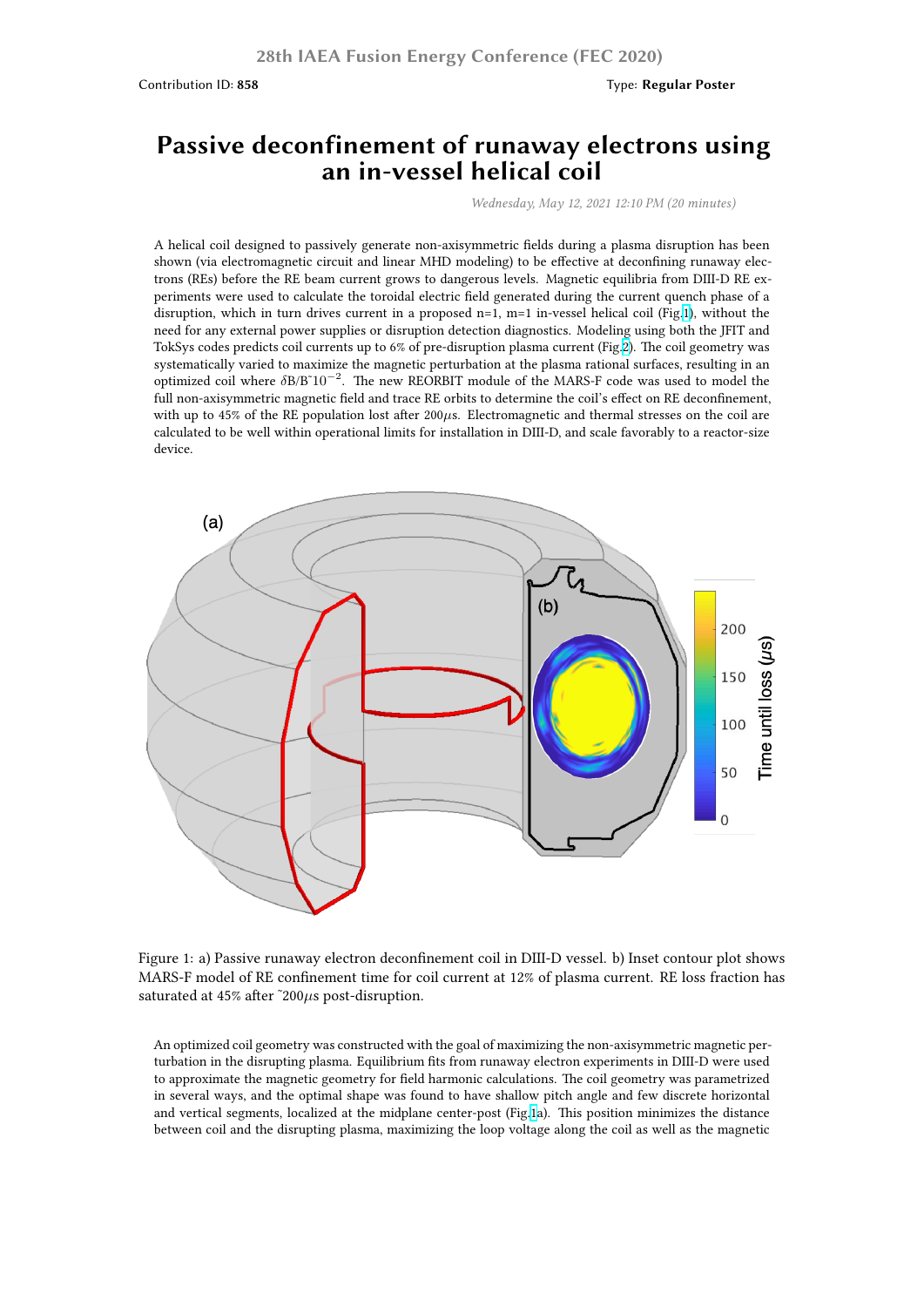Contribution ID: **858**

Type: **Regular Poster**

# Passive deconfinement of runaway electrons using an in-vessel helical coil

*Wednesday, May 12, 2021 12:10 PM (20 minutes)*

A helical coil designed to passively generate non-axisymmetric fields during a plasma disruption has been shown (via electromagnetic circuit and linear MHD modeling) to be effective at deconfining runaway electrons (REs) before the RE beam current grows to dangerous levels. Magnetic equilibria from DIII-D RE experiments were used to calculate the toroidal electric field generated during the current quench phase of a disruption, which in turn drives current in a proposed n=1, m=1 in-vessel helical coil (Fig.1), without the need for any external power supplies or disruption detection diagnostics. Modeling using both the JFIT and TokSys codes predicts coil currents up to 6% of pre-disruption plasma current (Fig.2). The coil geometry was systematically varied to maximize the magnetic perturbation at the plasma rational surfaces, resulting in an optimized coil where $\delta B/B\tilde{\ }10^{-2}$. The new REORBIT module of the MARS-F code was used to model the full non-axisymmetric magnetic field and trace RE orbits to determine the coil's effect on RE deconfinement, with up to 45% of the RE population lost after 200$\mu$s. Electromagnetic and thermal stresses on the coil are calculated to be well within operational limits for installation in DIII-D, and scale favorably to a reactor-size device.

Figure 1: a) Passive runaway electron deconfinement coil in DIII-D vessel. b) Inset contour plot shows MARS-F model of RE confinement time for coil current at 12% of plasma current. RE loss fraction has saturated at 45% after ~200$\mu$s post-disruption.

An optimized coil geometry was constructed with the goal of maximizing the non-axisymmetric magnetic perturbation in the disrupting plasma. Equilibrium fits from runaway electron experiments in DIII-D were used to approximate the magnetic geometry for field harmonic calculations. The coil geometry was parametrized in several ways, and the optimal shape was found to have shallow pitch angle and few discrete horizontal and vertical segments, localized at the midplane center-post (Fig.1a). This position minimizes the distance between coil and the disrupting plasma, maximizing the loop voltage along the coil as well as the magnetic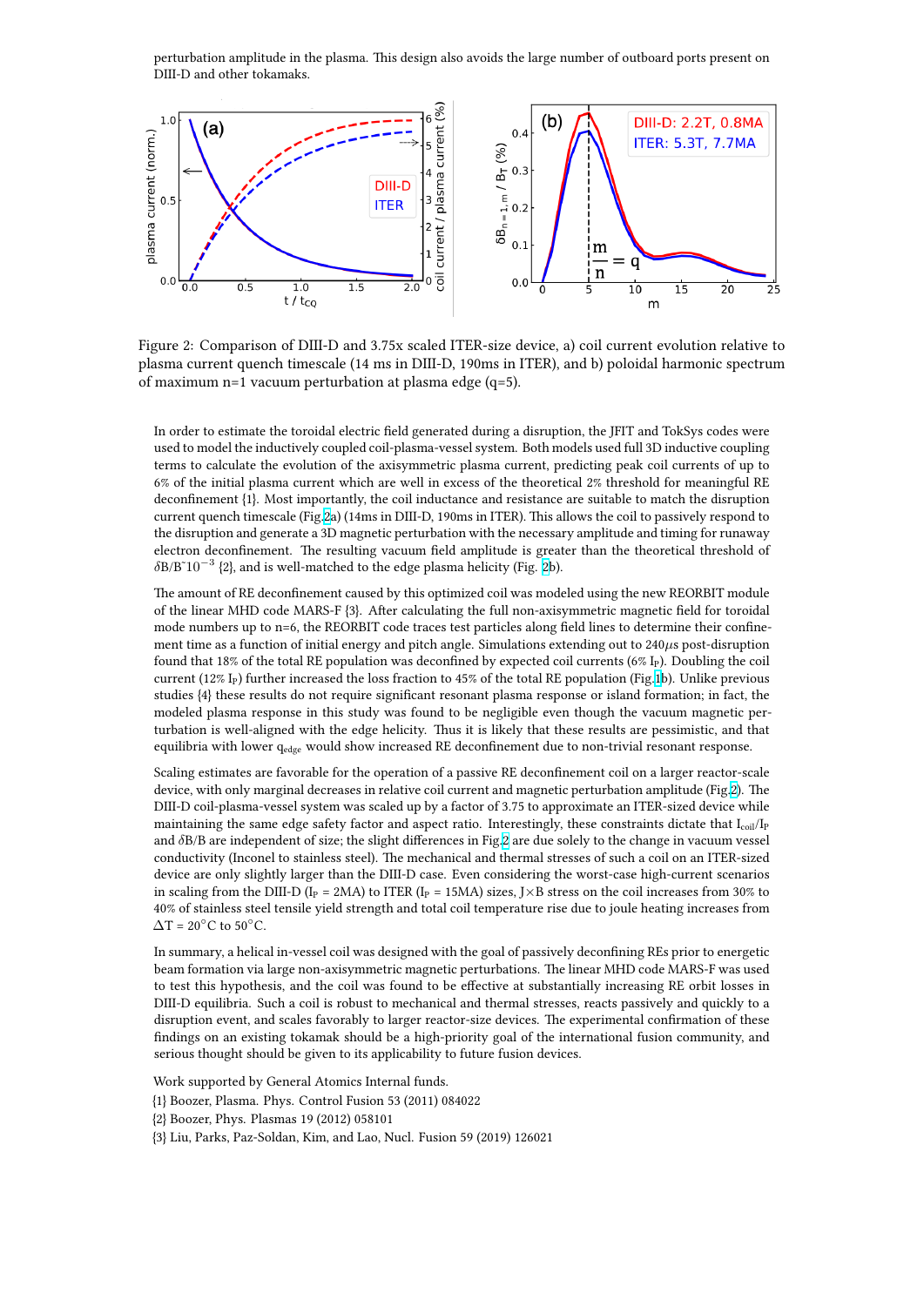perturbation amplitude in the plasma. This design also avoids the large number of outboard ports present on DIII-D and other tokamaks.

Figure 2: Comparison of DIII-D and 3.75x scaled ITER-size device, a) coil current evolution relative to plasma current quench timescale (14 ms in DIII-D, 190ms in ITER), and b) poloidal harmonic spectrum of maximum n=1 vacuum perturbation at plasma edge (q=5).

In order to estimate the toroidal electric field generated during a disruption, the JFIT and TokSys codes were used to model the inductively coupled coil-plasma-vessel system. Both models used full 3D inductive coupling terms to calculate the evolution of the axisymmetric plasma current, predicting peak coil currents of up to 6% of the initial plasma current which are well in excess of the theoretical 2% threshold for meaningful RE deconfinement {1}. Most importantly, the coil inductance and resistance are suitable to match the disruption current quench timescale (Fig.2a) (14ms in DIII-D, 190ms in ITER). This allows the coil to passively respond to the disruption and generate a 3D magnetic perturbation with the necessary amplitude and timing for runaway electron deconfinement. The resulting vacuum field amplitude is greater than the theoretical threshold of $\delta B/B \tilde{} 10^{-3}$ {2}, and is well-matched to the edge plasma helicity (Fig. 2b).

The amount of RE deconfinement caused by this optimized coil was modeled using the new REORBIT module of the linear MHD code MARS-F {3}. After calculating the full non-axisymmetric magnetic field for toroidal mode numbers up to n=6, the REORBIT code traces test particles along field lines to determine their confinement time as a function of initial energy and pitch angle. Simulations extending out to 240$\mu$s post-disruption found that 18% of the total RE population was deconfined by expected coil currents (6% $I_P$). Doubling the coil current (12% $I_P$) further increased the loss fraction to 45% of the total RE population (Fig.1b). Unlike previous studies {4} these results do not require significant resonant plasma response or island formation; in fact, the modeled plasma response in this study was found to be negligible even though the vacuum magnetic perturbation is well-aligned with the edge helicity. Thus it is likely that these results are pessimistic, and that equilibria with lower $q_{edge}$ would show increased RE deconfinement due to non-trivial resonant response.

Scaling estimates are favorable for the operation of a passive RE deconfinement coil on a larger reactor-scale device, with only marginal decreases in relative coil current and magnetic perturbation amplitude (Fig.2). The DIII-D coil-plasma-vessel system was scaled up by a factor of 3.75 to approximate an ITER-sized device while maintaining the same edge safety factor and aspect ratio. Interestingly, these constraints dictate that $I_{coil}/I_P$ and $\delta B/B$ are independent of size; the slight differences in Fig.2 are due solely to the change in vacuum vessel conductivity (Inconel to stainless steel). The mechanical and thermal stresses of such a coil on an ITER-sized device are only slightly larger than the DIII-D case. Even considering the worst-case high-current scenarios in scaling from the DIII-D ($I_P$ = 2MA) to ITER ($I_P$ = 15MA) sizes, J×B stress on the coil increases from 30% to 40% of stainless steel tensile yield strength and total coil temperature rise due to joule heating increases from $\Delta T$ = 20°C to 50°C.

In summary, a helical in-vessel coil was designed with the goal of passively deconfining REs prior to energetic beam formation via large non-axisymmetric magnetic perturbations. The linear MHD code MARS-F was used to test this hypothesis, and the coil was found to be effective at substantially increasing RE orbit losses in DIII-D equilibria. Such a coil is robust to mechanical and thermal stresses, reacts passively and quickly to a disruption event, and scales favorably to larger reactor-size devices. The experimental confirmation of these findings on an existing tokamak should be a high-priority goal of the international fusion community, and serious thought should be given to its applicability to future fusion devices.

Work supported by General Atomics Internal funds.

{1} Boozer, Plasma. Phys. Control Fusion 53 (2011) 084022

{2} Boozer, Phys. Plasmas 19 (2012) 058101

{3} Liu, Parks, Paz-Soldan, Kim, and Lao, Nucl. Fusion 59 (2019) 126021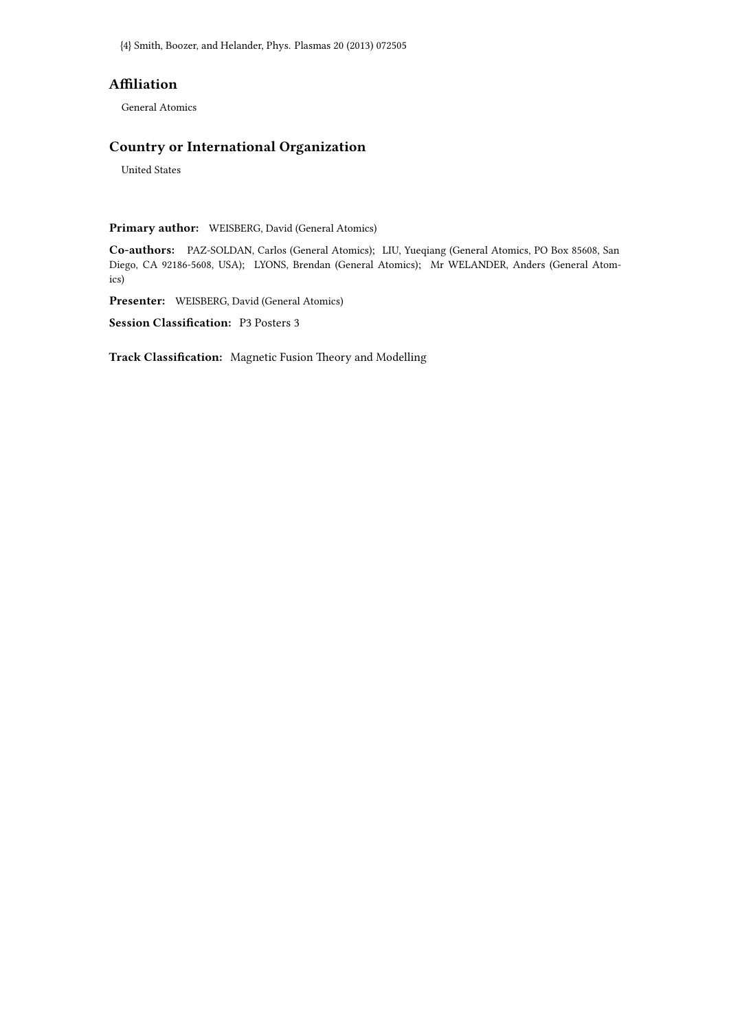{4} Smith, Boozer, and Helander, Phys. Plasmas 20 (2013) 072505

## Affiliation

General Atomics

## Country or International Organization

United States

**Primary author:** WEISBERG, David (General Atomics)

**Co-authors:** PAZ-SOLDAN, Carlos (General Atomics); LIU, Yueqiang (General Atomics, PO Box 85608, San Diego, CA 92186-5608, USA); LYONS, Brendan (General Atomics); Mr WELANDER, Anders (General Atomics)

**Presenter:** WEISBERG, David (General Atomics)

**Session Classification:** P3 Posters 3

**Track Classification:** Magnetic Fusion Theory and Modelling